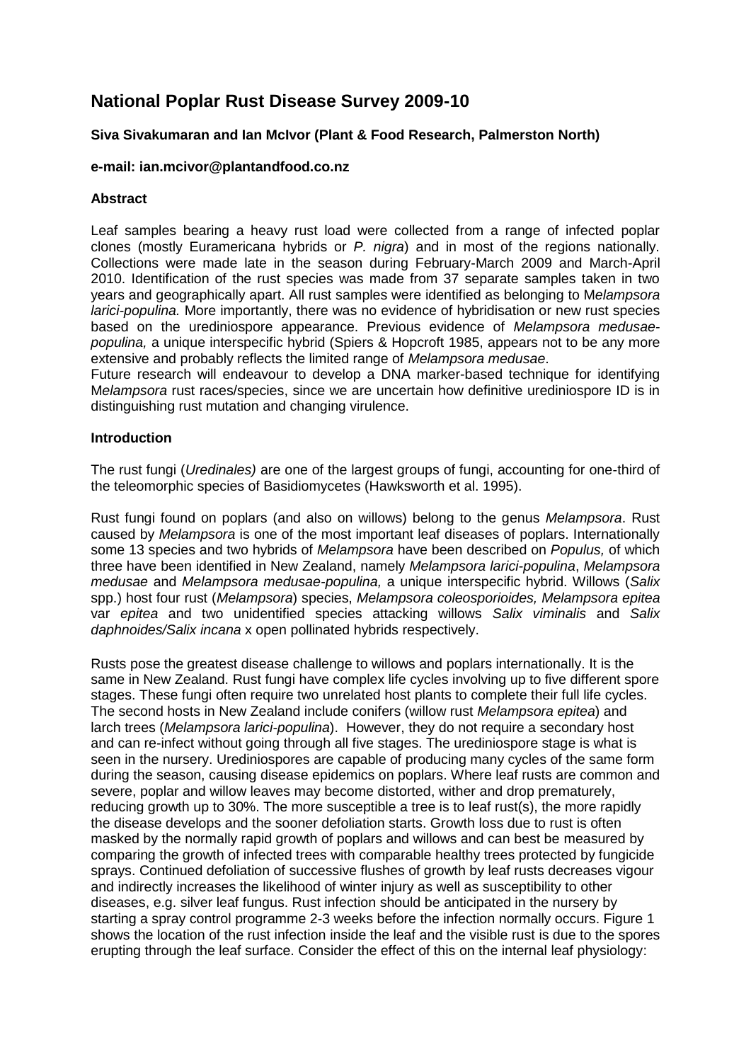# National Poplar Rust Disease Survey 2009-10

**Siva Sivakumaran and Ian McIvor (Plant & Food Research, Palmerston North)**

**e-mail: ian.mcivor@plantandfood.co.nz**

**Abstract**

Leaf samples bearing a heavy rust load were collected from a range of infected poplar clones (mostly Euramericana hybrids or *P. nigra*) and in most of the regions nationally. Collections were made late in the season during February-March 2009 and March-April 2010. Identification of the rust species was made from 37 separate samples taken in two years and geographically apart. All rust samples were identified as belonging to M*elampsora larici-populina.* More importantly, there was no evidence of hybridisation or new rust species based on the urediniospore appearance. Previous evidence of *Melampsora medusae-populina,* a unique interspecific hybrid (Spiers & Hopcroft 1985, appears not to be any more extensive and probably reflects the limited range of *Melampsora medusae*.
Future research will endeavour to develop a DNA marker-based technique for identifying M*elampsora* rust races/species, since we are uncertain how definitive urediniospore ID is in distinguishing rust mutation and changing virulence.

**Introduction**

The rust fungi (*Uredinales)* are one of the largest groups of fungi, accounting for one-third of the teleomorphic species of Basidiomycetes (Hawksworth et al. 1995).

Rust fungi found on poplars (and also on willows) belong to the genus *Melampsora*. Rust caused by *Melampsora* is one of the most important leaf diseases of poplars. Internationally some 13 species and two hybrids of *Melampsora* have been described on *Populus,* of which three have been identified in New Zealand, namely *Melampsora larici-populina*, *Melampsora medusae* and *Melampsora medusae-populina,* a unique interspecific hybrid. Willows (*Salix* spp.) host four rust (*Melampsora*) species, *Melampsora coleosporioides, Melampsora epitea* var *epitea* and two unidentified species attacking willows *Salix viminalis* and *Salix daphnoides/Salix incana* x open pollinated hybrids respectively.

Rusts pose the greatest disease challenge to willows and poplars internationally. It is the same in New Zealand. Rust fungi have complex life cycles involving up to five different spore stages. These fungi often require two unrelated host plants to complete their full life cycles. The second hosts in New Zealand include conifers (willow rust *Melampsora epitea*) and larch trees (*Melampsora larici-populina*). However, they do not require a secondary host and can re-infect without going through all five stages. The urediniospore stage is what is seen in the nursery. Urediniospores are capable of producing many cycles of the same form during the season, causing disease epidemics on poplars. Where leaf rusts are common and severe, poplar and willow leaves may become distorted, wither and drop prematurely, reducing growth up to 30%. The more susceptible a tree is to leaf rust(s), the more rapidly the disease develops and the sooner defoliation starts. Growth loss due to rust is often masked by the normally rapid growth of poplars and willows and can best be measured by comparing the growth of infected trees with comparable healthy trees protected by fungicide sprays. Continued defoliation of successive flushes of growth by leaf rusts decreases vigour and indirectly increases the likelihood of winter injury as well as susceptibility to other diseases, e.g. silver leaf fungus. Rust infection should be anticipated in the nursery by starting a spray control programme 2-3 weeks before the infection normally occurs. Figure 1 shows the location of the rust infection inside the leaf and the visible rust is due to the spores erupting through the leaf surface. Consider the effect of this on the internal leaf physiology: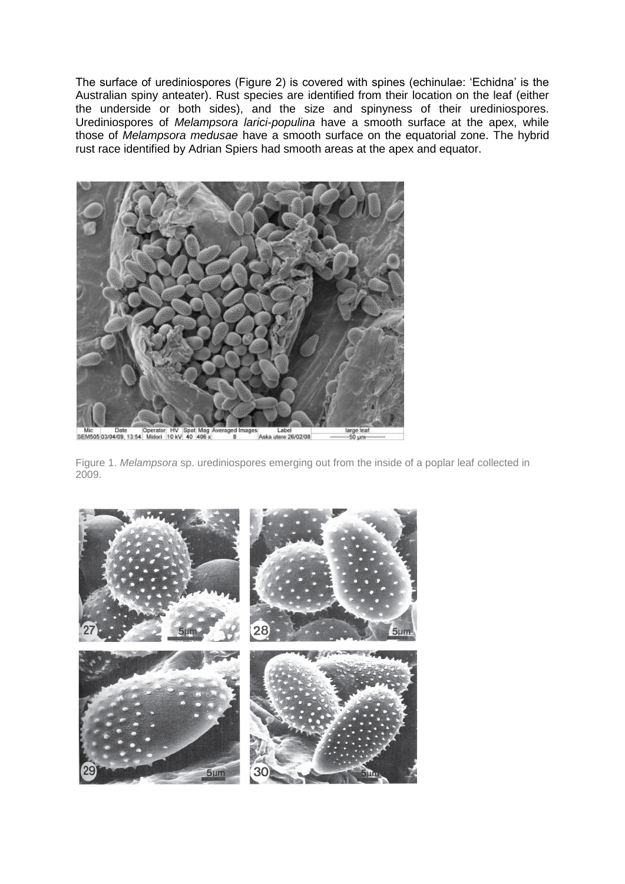The surface of urediniospores (Figure 2) is covered with spines (echinulae: 'Echidna' is the Australian spiny anteater). Rust species are identified from their location on the leaf (either the underside or both sides), and the size and spinyness of their urediniospores. Urediniospores of *Melampsora larici-populina* have a smooth surface at the apex, while those of *Melampsora medusae* have a smooth surface on the equatorial zone. The hybrid rust race identified by Adrian Spiers had smooth areas at the apex and equator.

Figure 1. *Melampsora* sp. urediniospores emerging out from the inside of a poplar leaf collected in 2009.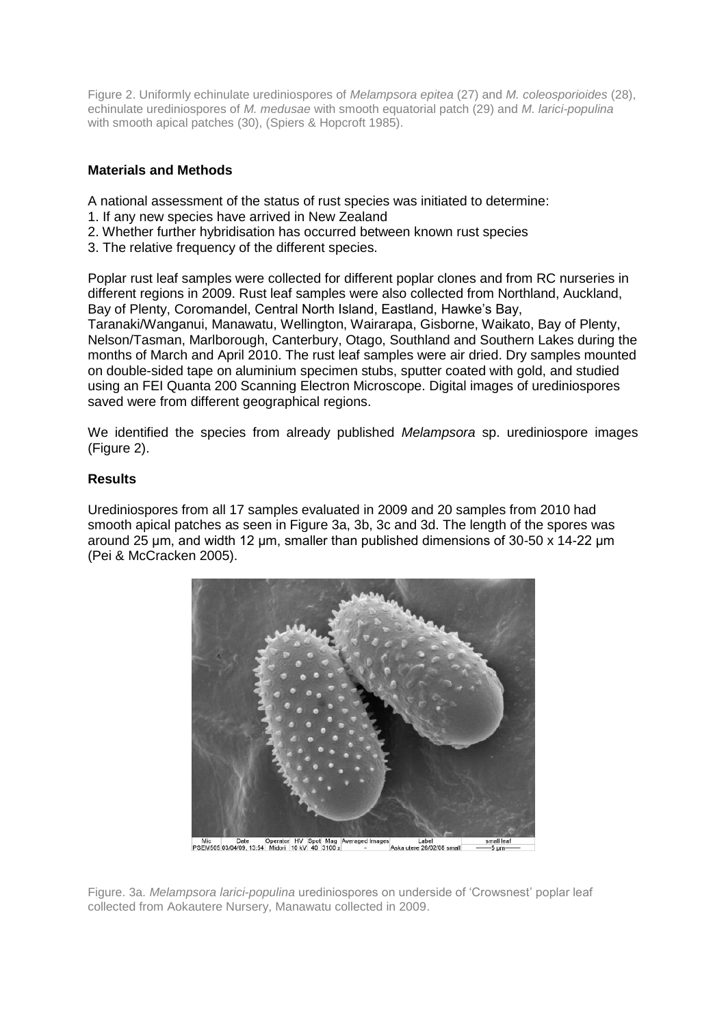Figure 2. Uniformly echinulate urediniospores of *Melampsora epitea* (27) and *M. coleosporioides* (28), echinulate urediniospores of *M. medusae* with smooth equatorial patch (29) and *M. larici-populina* with smooth apical patches (30), (Spiers & Hopcroft 1985).

## Materials and Methods

A national assessment of the status of rust species was initiated to determine:

1. If any new species have arrived in New Zealand
2. Whether further hybridisation has occurred between known rust species
3. The relative frequency of the different species.

Poplar rust leaf samples were collected for different poplar clones and from RC nurseries in different regions in 2009. Rust leaf samples were also collected from Northland, Auckland, Bay of Plenty, Coromandel, Central North Island, Eastland, Hawke's Bay, Taranaki/Wanganui, Manawatu, Wellington, Wairarapa, Gisborne, Waikato, Bay of Plenty, Nelson/Tasman, Marlborough, Canterbury, Otago, Southland and Southern Lakes during the months of March and April 2010. The rust leaf samples were air dried. Dry samples mounted on double-sided tape on aluminium specimen stubs, sputter coated with gold, and studied using an FEI Quanta 200 Scanning Electron Microscope. Digital images of urediniospores saved were from different geographical regions.

We identified the species from already published *Melampsora* sp. urediniospore images (Figure 2).

## Results

Urediniospores from all 17 samples evaluated in 2009 and 20 samples from 2010 had smooth apical patches as seen in Figure 3a, 3b, 3c and 3d. The length of the spores was around 25 µm, and width 12 µm, smaller than published dimensions of 30-50 x 14-22 µm (Pei & McCracken 2005).

Figure. 3a. *Melampsora larici-populina* urediniospores on underside of 'Crowsnest' poplar leaf collected from Aokautere Nursery, Manawatu collected in 2009.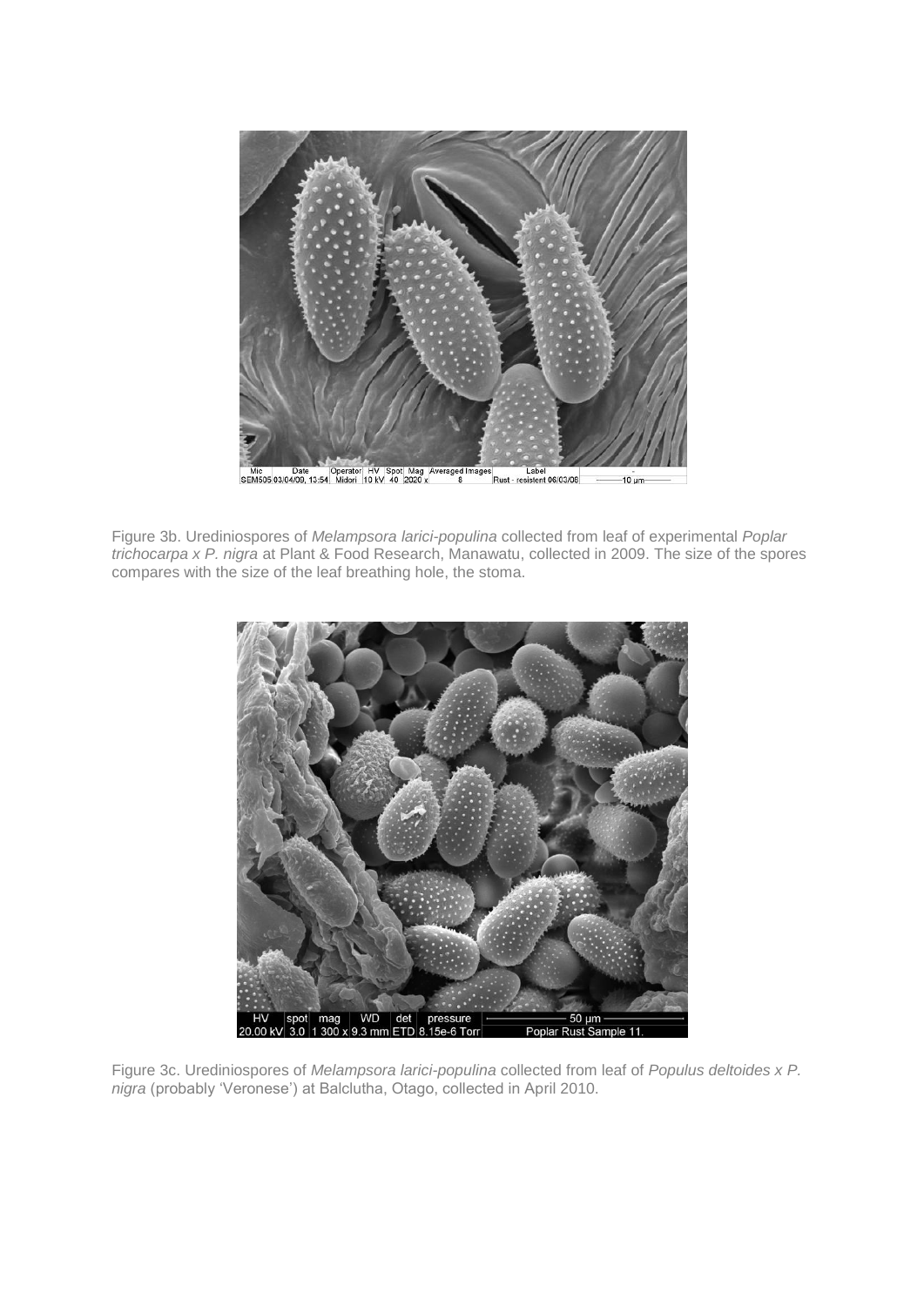Figure 3b. Urediniospores of *Melampsora larici-populina* collected from leaf of experimental *Poplar trichocarpa x P. nigra* at Plant & Food Research, Manawatu, collected in 2009. The size of the spores compares with the size of the leaf breathing hole, the stoma.

Figure 3c. Urediniospores of *Melampsora larici-populina* collected from leaf of *Populus deltoides x P. nigra* (probably 'Veronese') at Balclutha, Otago, collected in April 2010.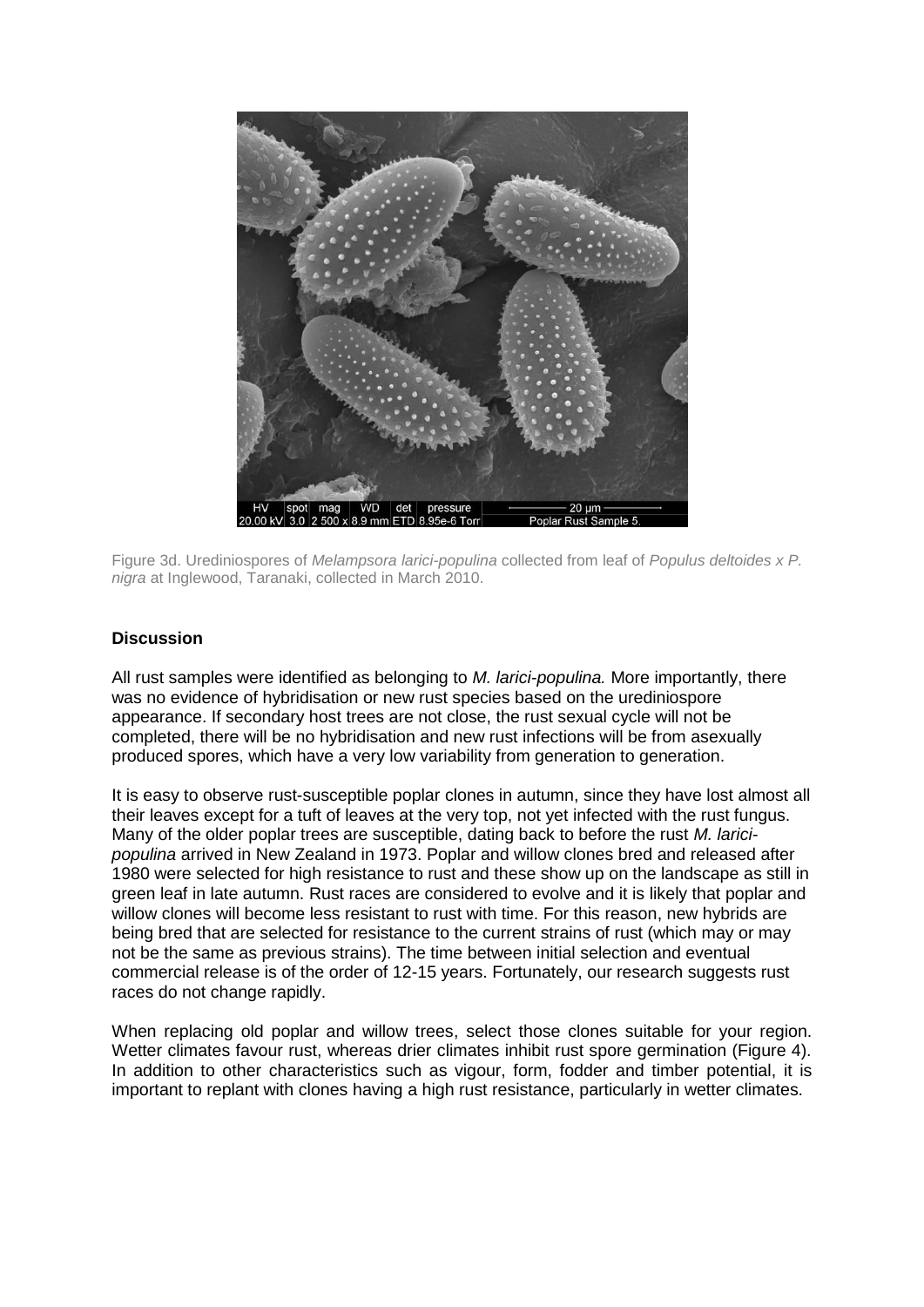Figure 3d. Urediniospores of *Melampsora larici-populina* collected from leaf of *Populus deltoides x P. nigra* at Inglewood, Taranaki, collected in March 2010.

**Discussion**

All rust samples were identified as belonging to *M. larici-populina.* More importantly, there was no evidence of hybridisation or new rust species based on the urediniospore appearance. If secondary host trees are not close, the rust sexual cycle will not be completed, there will be no hybridisation and new rust infections will be from asexually produced spores, which have a very low variability from generation to generation.

It is easy to observe rust-susceptible poplar clones in autumn, since they have lost almost all their leaves except for a tuft of leaves at the very top, not yet infected with the rust fungus. Many of the older poplar trees are susceptible, dating back to before the rust *M. larici-populina* arrived in New Zealand in 1973. Poplar and willow clones bred and released after 1980 were selected for high resistance to rust and these show up on the landscape as still in green leaf in late autumn. Rust races are considered to evolve and it is likely that poplar and willow clones will become less resistant to rust with time. For this reason, new hybrids are being bred that are selected for resistance to the current strains of rust (which may or may not be the same as previous strains). The time between initial selection and eventual commercial release is of the order of 12-15 years. Fortunately, our research suggests rust races do not change rapidly.

When replacing old poplar and willow trees, select those clones suitable for your region. Wetter climates favour rust, whereas drier climates inhibit rust spore germination (Figure 4). In addition to other characteristics such as vigour, form, fodder and timber potential, it is important to replant with clones having a high rust resistance, particularly in wetter climates.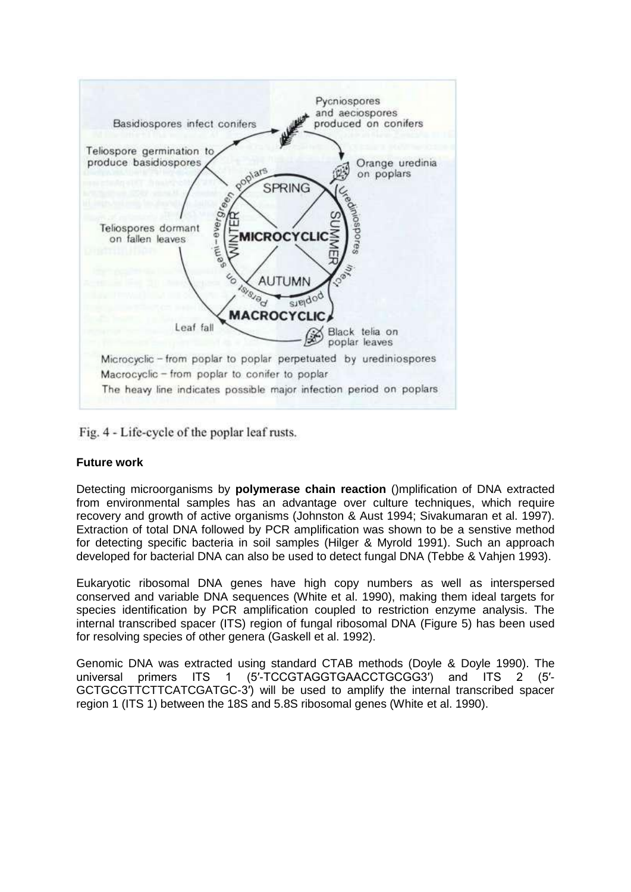Fig. 4 - Life-cycle of the poplar leaf rusts.

**Future work**

Detecting microorganisms by **polymerase chain reaction** ()mplification of DNA extracted from environmental samples has an advantage over culture techniques, which require recovery and growth of active organisms (Johnston & Aust 1994; Sivakumaran et al. 1997). Extraction of total DNA followed by PCR amplification was shown to be a senstive method for detecting specific bacteria in soil samples (Hilger & Myrold 1991). Such an approach developed for bacterial DNA can also be used to detect fungal DNA (Tebbe & Vahjen 1993).

Eukaryotic ribosomal DNA genes have high copy numbers as well as interspersed conserved and variable DNA sequences (White et al. 1990), making them ideal targets for species identification by PCR amplification coupled to restriction enzyme analysis. The internal transcribed spacer (ITS) region of fungal ribosomal DNA (Figure 5) has been used for resolving species of other genera (Gaskell et al. 1992).

Genomic DNA was extracted using standard CTAB methods (Doyle & Doyle 1990). The universal primers ITS 1 (5′-TCCGTAGGTGAACCTGCGG3′) and ITS 2 (5′-GCTGCGTTCTTCATCGATGC-3′) will be used to amplify the internal transcribed spacer region 1 (ITS 1) between the 18S and 5.8S ribosomal genes (White et al. 1990).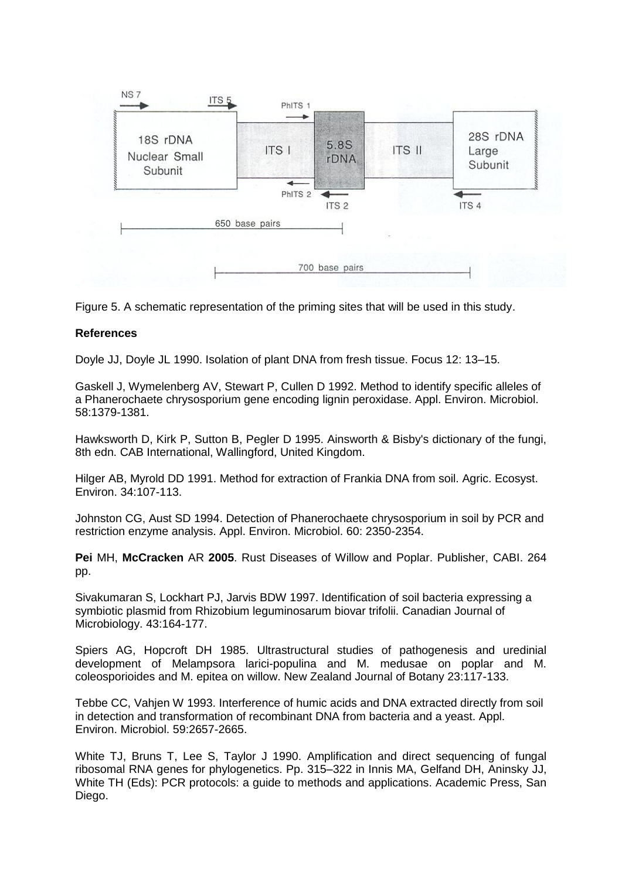NS 7

ITS 5

PhITS 1

18S rDNA
Nuclear Small
Subunit

ITS I

5.8S
rDNA

ITS II

28S rDNA
Large
Subunit

PhITS 2

ITS 2

ITS 4

650 base pairs

700 base pairs

Figure 5. A schematic representation of the priming sites that will be used in this study.

**References**

Doyle JJ, Doyle JL 1990. Isolation of plant DNA from fresh tissue. Focus 12: 13–15.

Gaskell J, Wymelenberg AV, Stewart P, Cullen D 1992. Method to identify specific alleles of a Phanerochaete chrysosporium gene encoding lignin peroxidase. Appl. Environ. Microbiol. 58:1379-1381.

Hawksworth D, Kirk P, Sutton B, Pegler D 1995. Ainsworth & Bisby's dictionary of the fungi, 8th edn. CAB International, Wallingford, United Kingdom.

Hilger AB, Myrold DD 1991. Method for extraction of Frankia DNA from soil. Agric. Ecosyst. Environ. 34:107-113.

Johnston CG, Aust SD 1994. Detection of Phanerochaete chrysosporium in soil by PCR and restriction enzyme analysis. Appl. Environ. Microbiol. 60: 2350-2354.

**Pei** MH, **McCracken** AR **2005**. Rust Diseases of Willow and Poplar. Publisher, CABI. 264 pp.

Sivakumaran S, Lockhart PJ, Jarvis BDW 1997. Identification of soil bacteria expressing a symbiotic plasmid from Rhizobium leguminosarum biovar trifolii. Canadian Journal of Microbiology. 43:164-177.

Spiers AG, Hopcroft DH 1985. Ultrastructural studies of pathogenesis and uredinial development of Melampsora larici-populina and M. medusae on poplar and M. coleosporioides and M. epitea on willow. New Zealand Journal of Botany 23:117-133.

Tebbe CC, Vahjen W 1993. Interference of humic acids and DNA extracted directly from soil in detection and transformation of recombinant DNA from bacteria and a yeast. Appl. Environ. Microbiol. 59:2657-2665.

White TJ, Bruns T, Lee S, Taylor J 1990. Amplification and direct sequencing of fungal ribosomal RNA genes for phylogenetics. Pp. 315–322 in Innis MA, Gelfand DH, Aninsky JJ, White TH (Eds): PCR protocols: a guide to methods and applications. Academic Press, San Diego.